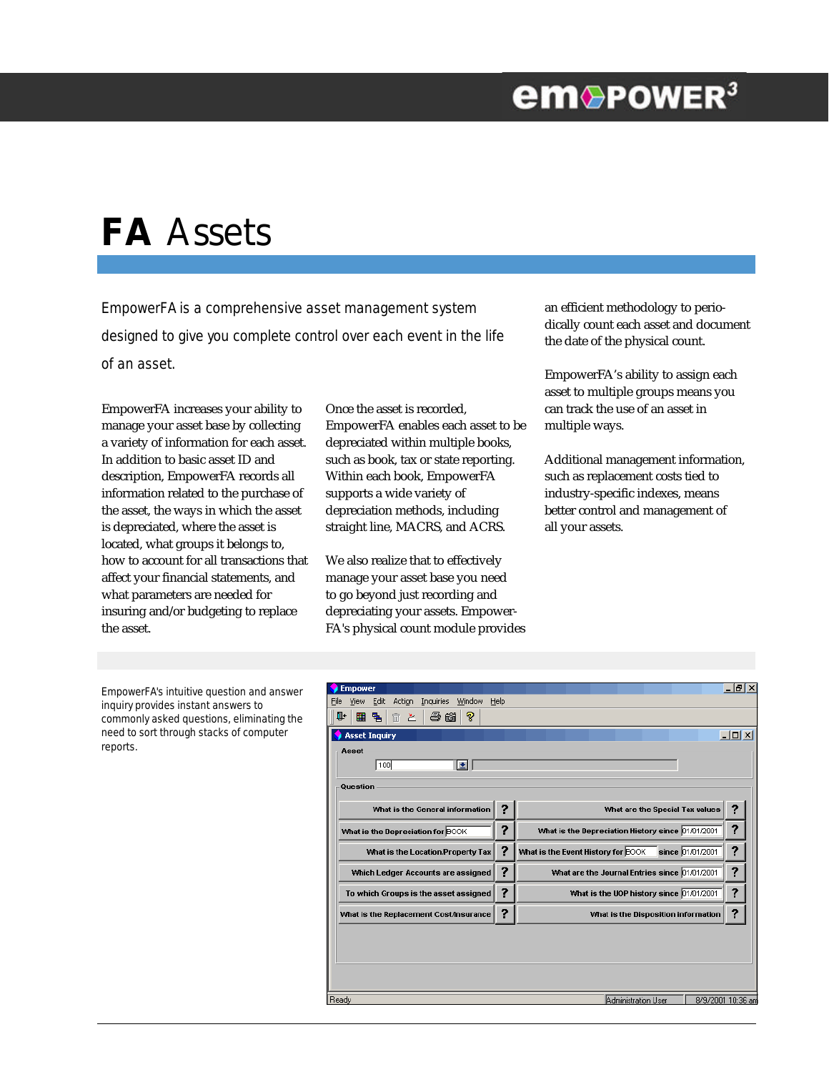# FA Assets

EmpowerFA is a comprehensive asset management system designed to give you complete control over each event in the life of an asset.

EmpowerFA increases your ability to manage your asset base by collecting a variety of information for each asset. In addition to basic asset ID and description, EmpowerFA records all information related to the purchase of the asset, the ways in which the asset is depreciated, where the asset is located, what groups it belongs to, how to account for all transactions that affect your financial statements, and what parameters are needed for insuring and/or budgeting to replace the asset.

Once the asset is recorded, EmpowerFA enables each asset to be depreciated within multiple books, such as book, tax or state reporting. Within each book, EmpowerFA supports a wide variety of depreciation methods, including straight line, MACRS, and ACRS.

We also realize that to effectively manage your asset base you need to go beyond just recording and depreciating your assets. EmpowerFA's physical count module provides an efficient methodology to periodically count each asset and document the date of the physical count.

EmpowerFA's ability to assign each asset to multiple groups means you can track the use of an asset in multiple ways.

Additional management information, such as replacement costs tied to industry-specific indexes, means better control and management of all your assets.

EmpowerFA's intuitive question and answer inquiry provides instant answers to commonly asked questions, eliminating the need to sort through stacks of computer reports.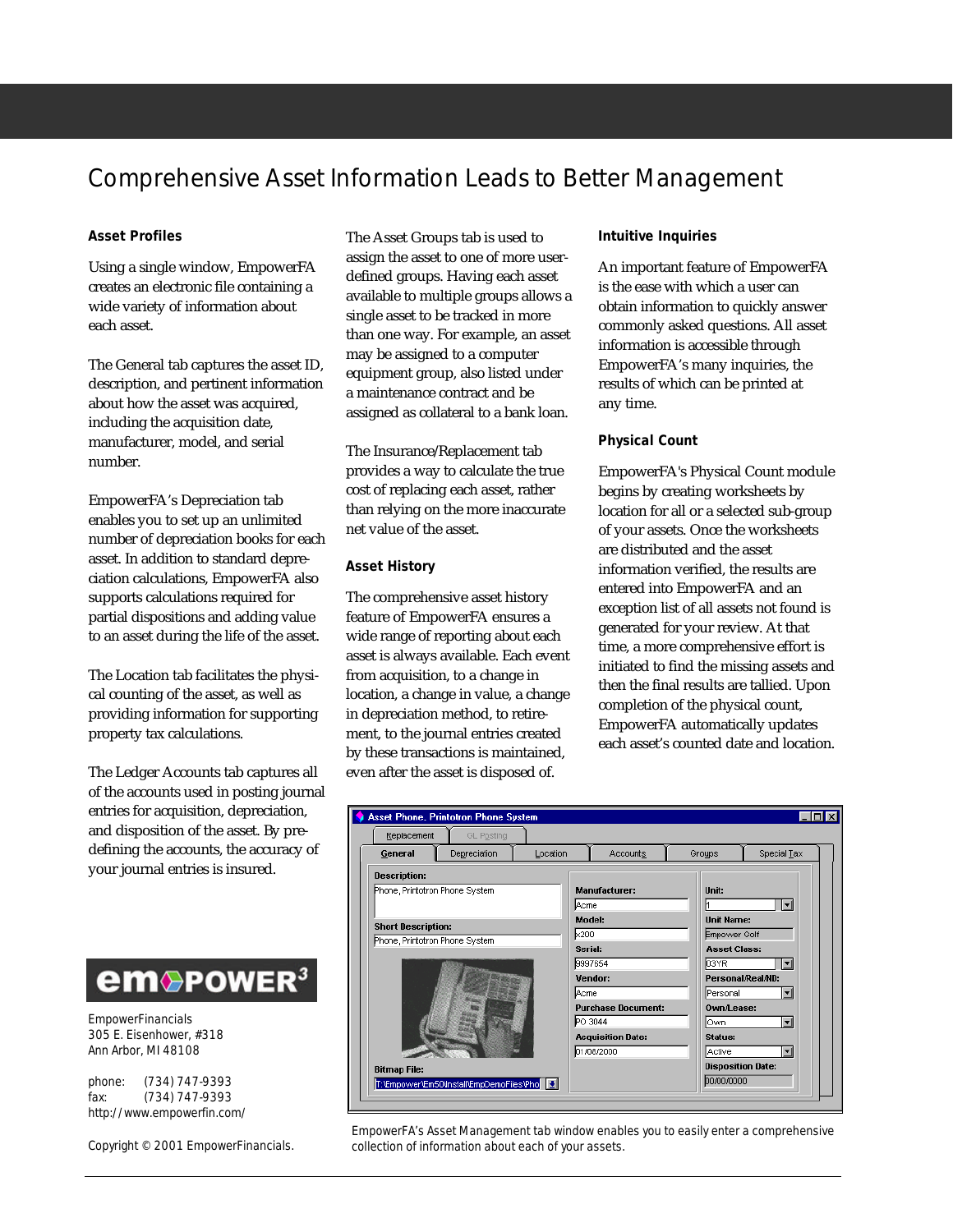# Comprehensive Asset Information Leads to Better Management

### Asset Profiles

Using a single window, EmpowerFA creates an electronic file containing a wide variety of information about each asset.

The General tab captures the asset ID, description, and pertinent information about how the asset was acquired, including the acquisition date, manufacturer, model, and serial number.

EmpowerFA's Depreciation tab enables you to set up an unlimited number of depreciation books for each asset. In addition to standard depreciation calculations, EmpowerFA also supports calculations required for partial dispositions and adding value to an asset during the life of the asset.

The Location tab facilitates the physical counting of the asset, as well as providing information for supporting property tax calculations.

The Ledger Accounts tab captures all of the accounts used in posting journal entries for acquisition, depreciation, and disposition of the asset. By predefining the accounts, the accuracy of your journal entries is insured.

The Asset Groups tab is used to assign the asset to one or more user-defined groups. Having each asset available to multiple groups allows a single asset to be tracked in more than one way. For example, an asset may be assigned to a computer equipment group, also listed under a maintenance contract and be assigned as collateral to a bank loan.

The Insurance/Replacement tab provides a way to calculate the true cost of replacing each asset, rather than relying on the more inaccurate net value of the asset.

### Asset History

The comprehensive asset history feature of EmpowerFA ensures a wide range of reporting about each asset is always available. Each event from acquisition, to a change in location, a change in value, a change in depreciation method, to retirement, to the journal entries created by these transactions is maintained, even after the asset is disposed of.

### Intuitive Inquiries

An important feature of EmpowerFA is the ease with which a user can obtain information to quickly answer commonly asked questions. All asset information is accessible through EmpowerFA's many inquiries, the results of which can be printed at any time.

### Physical Count

EmpowerFA's Physical Count module begins by creating worksheets by location for all or a selected sub-group of your assets. Once the worksheets are distributed and the asset information verified, the results are entered into EmpowerFA and an exception list of all assets not found is generated for your review. At that time, a more comprehensive effort is initiated to find the missing assets and then the final results are tallied. Upon completion of the physical count, EmpowerFA automatically updates each asset's counted date and location.

EmpowerFA's Asset Management tab window enables you to easily enter a comprehensive collection of information about each of your assets.

EmpowerFinancials
305 E. Eisenhower, #318
Ann Arbor, MI 48108

phone: (734) 747-9393
fax: (734) 747-9393
http://www.empowerfin.com/

Copyright © 2001 EmpowerFinancials.